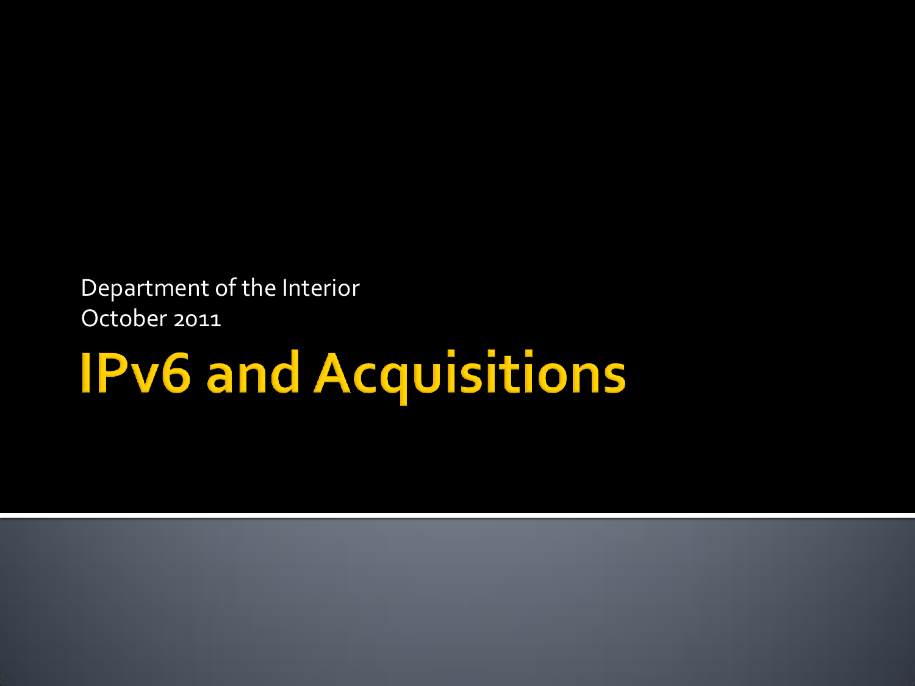Department of the Interior
October 2011

# IPv6 and Acquisitions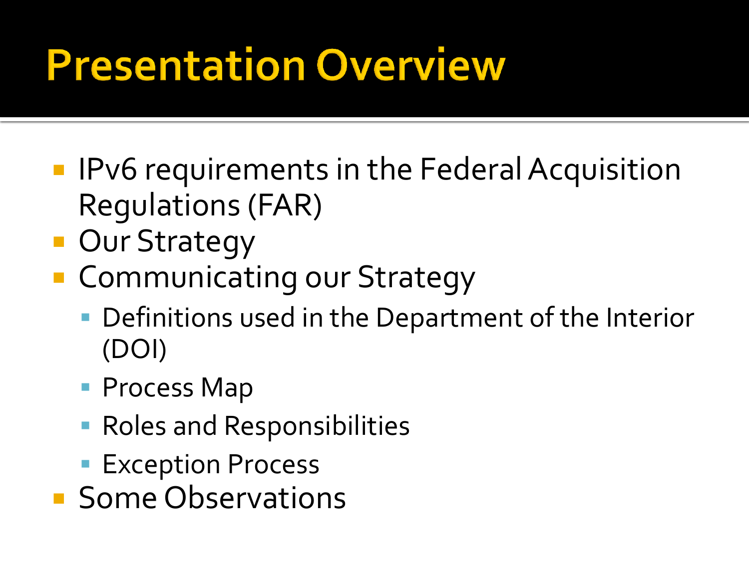# Presentation Overview

- IPv6 requirements in the Federal Acquisition Regulations (FAR)
- Our Strategy
- Communicating our Strategy
  - Definitions used in the Department of the Interior (DOI)
  - Process Map
  - Roles and Responsibilities
  - Exception Process
- Some Observations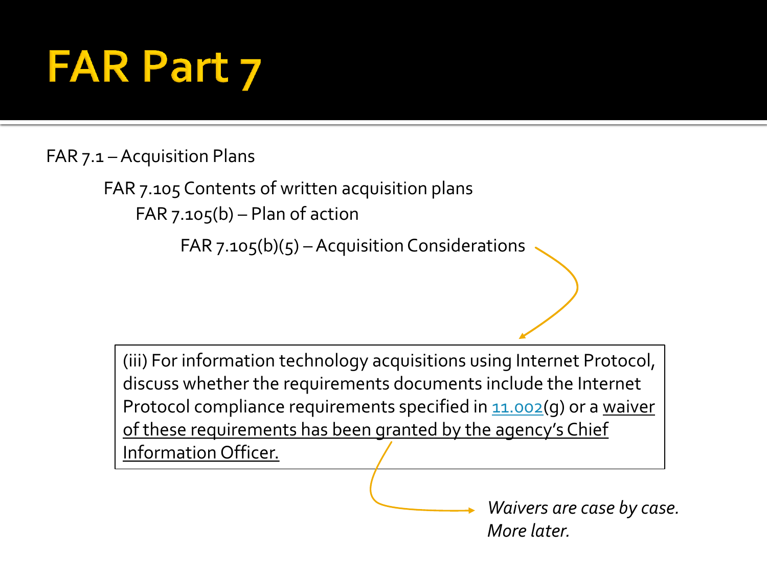# FAR Part 7

FAR 7.1 – Acquisition Plans

FAR 7.105 Contents of written acquisition plans

FAR 7.105(b) – Plan of action

FAR 7.105(b)(5) – Acquisition Considerations

(iii) For information technology acquisitions using Internet Protocol, discuss whether the requirements documents include the Internet Protocol compliance requirements specified in 11.002(g) or a <u>waiver of these requirements has been granted by the agency's Chief Information Officer.</u>

*Waivers are case by case. More later.*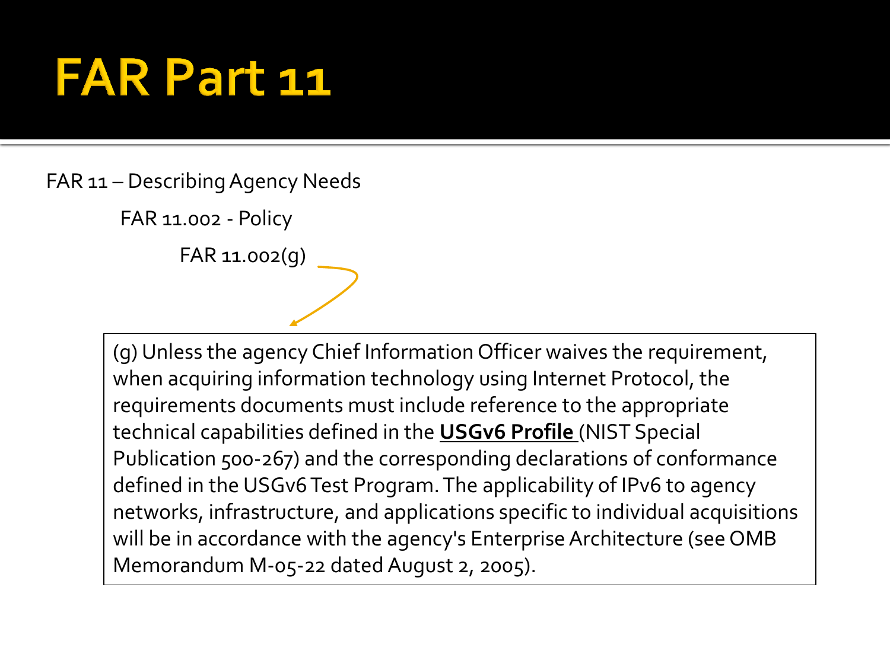# FAR Part 11

FAR 11 – Describing Agency Needs

FAR 11.002 - Policy

FAR 11.002(g)

> (g) Unless the agency Chief Information Officer waives the requirement, when acquiring information technology using Internet Protocol, the requirements documents must include reference to the appropriate technical capabilities defined in the **USGv6 Profile** (NIST Special Publication 500-267) and the corresponding declarations of conformance defined in the USGv6 Test Program. The applicability of IPv6 to agency networks, infrastructure, and applications specific to individual acquisitions will be in accordance with the agency's Enterprise Architecture (see OMB Memorandum M-05-22 dated August 2, 2005).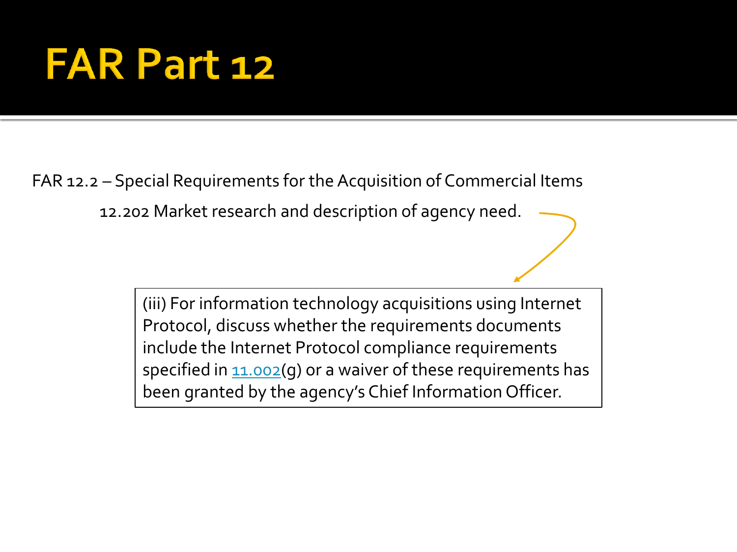# FAR Part 12

FAR 12.2 – Special Requirements for the Acquisition of Commercial Items

12.202 Market research and description of agency need.

(iii) For information technology acquisitions using Internet Protocol, discuss whether the requirements documents include the Internet Protocol compliance requirements specified in 11.002(g) or a waiver of these requirements has been granted by the agency's Chief Information Officer.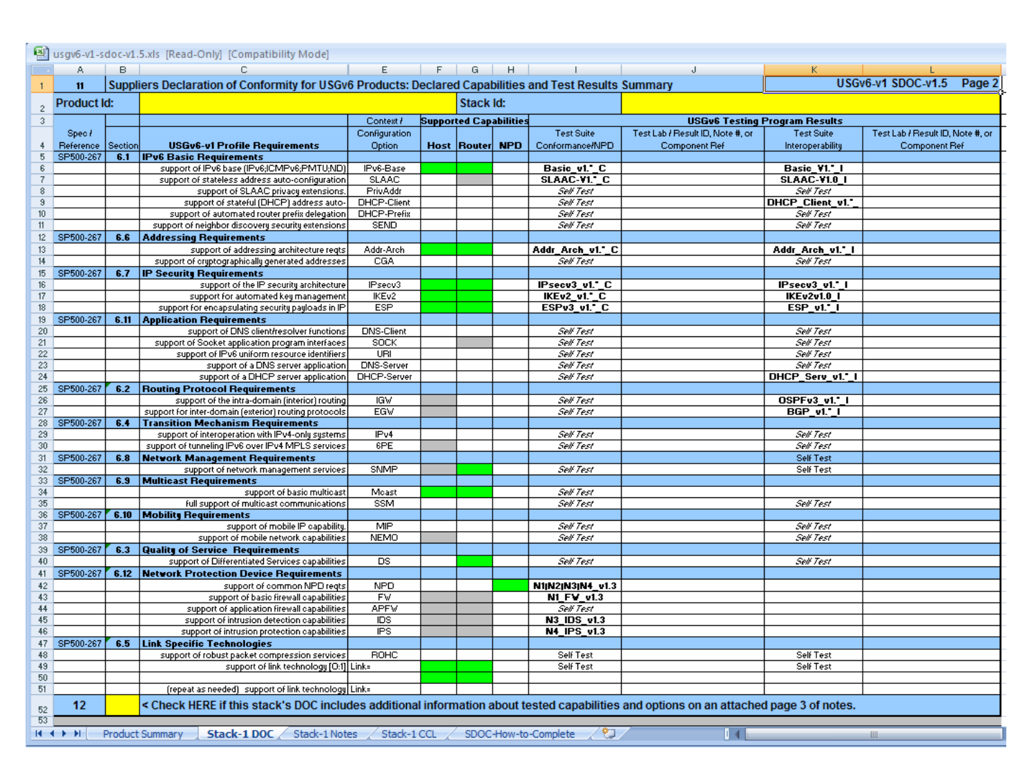usgv6-v1-sdoc-v1.5.xls [Read-Only] [Compatibility Mode]

| 11 | Suppliers Declaration of Conformity for USGv6 Products: Declared Capabilities and Test Results Summary | | | | | | | | USGv6-v1 SDOC-v1.5 Page 2 | |
|---|---|---|---|---|---|---|---|---|---|---|
| **Product Id:** | | | | **Stack Id:** | | | | | | |
| | | | Context / | Supported Capabilities | | | USGv6 Testing Program Results | | | |
| Spec / Reference | Section | USGv6-v1 Profile Requirements | Configuration Option | Host | Router | NPD | Test Suite Conformance/NPD | Test Lab / Result ID, Note #, or Component Ref | Test Suite Interoperability | Test Lab / Result ID, Note #, or Component Ref |
| SP500-267 | 6.1 | **IPv6 Basic Requirements** | | | | | | | | |
| | | support of IPv6 base (IPv6;ICMPv6;PMTU;ND) | IPv6-Base | | | | **Basic_v1.\*_C** | | **Basic_V1.\*_I** | |
| | | support of stateless address auto-configuration | SLAAC | | | | **SLAAC-V1.\*_C** | | **SLAAC-V1.0_I** | |
| | | support of SLAAC privacy extensions | PrivAddr | | | | *Self Test* | | *Self Test* | |
| | | support of stateful (DHCP) address auto- | DHCP-Client | | | | *Self Test* | | **DHCP_Client_v1.\*_** | |
| | | support of automated router prefix delegation | DHCP-Prefix | | | | *Self Test* | | *Self Test* | |
| | | support of neighbor discovery security extensions | SEND | | | | *Self Test* | | *Self Test* | |
| SP500-267 | 6.6 | **Addressing Requirements** | | | | | | | | |
| | | support of addressing architecture reqts | Addr-Arch | | | | **Addr_Arch_v1.\*_C** | | **Addr_Arch_v1.\*_I** | |
| | | support of cryptographically generated addresses | CGA | | | | *Self Test* | | *Self Test* | |
| SP500-267 | 6.7 | **IP Security Requirements** | | | | | | | | |
| | | support of the IP security architecture | IPsecv3 | | | | **IPsecv3_v1.\*_C** | | **IPsecv3_v1.\*_I** | |
| | | support for automated key management | IKEv2 | | | | **IKEv2_v1.\*_C** | | **IKEv2v1.0_I** | |
| | | support for encapsulating security payloads in IP | ESP | | | | **ESPv3_v1.\*_C** | | **ESP_v1.\*_I** | |
| SP500-267 | 6.11 | **Application Requirements** | | | | | | | | |
| | | support of DNS client/resolver functions | DNS-Client | | | | *Self Test* | | *Self Test* | |
| | | support of Socket application program interfaces | SOCK | | | | *Self Test* | | *Self Test* | |
| | | support of IPv6 uniform resource identifiers | URI | | | | *Self Test* | | *Self Test* | |
| | | support of a DNS server application | DNS-Server | | | | *Self Test* | | *Self Test* | |
| | | support of a DHCP server application | DHCP-Server | | | | *Self Test* | | **DHCP_Serv_v1.\*_I** | |
| SP500-267 | 6.2 | **Routing Protocol Requirements** | | | | | | | | |
| | | support of the intra-domain (interior) routing | IGW | | | | *Self Test* | | **OSPFv3_v1.\*_I** | |
| | | support for inter-domain (exterior) routing protocols | EGW | | | | *Self Test* | | **BGP_v1.\*_I** | |
| SP500-267 | 6.4 | **Transition Mechanism Requirements** | | | | | | | | |
| | | support of interoperation with IPv4-only systems | IPv4 | | | | *Self Test* | | *Self Test* | |
| | | support of tunneling IPv6 over IPv4 MPLS services | 6PE | | | | *Self Test* | | *Self Test* | |
| SP500-267 | 6.8 | **Network Management Requirements** | | | | | | | Self Test | |
| | | support of network management services | SNMP | | | | *Self Test* | | Self Test | |
| SP500-267 | 6.9 | **Multicast Requirements** | | | | | | | | |
| | | support of basic multicast | Mcast | | | | *Self Test* | | | |
| | | full support of multicast communications | SSM | | | | *Self Test* | | *Self Test* | |
| SP500-267 | 6.10 | **Mobility Requirements** | | | | | | | | |
| | | support of mobile IP capability | MIP | | | | *Self Test* | | *Self Test* | |
| | | support of mobile network capabilities | NEMO | | | | *Self Test* | | *Self Test* | |
| SP500-267 | 6.3 | **Quality of Service Requirements** | | | | | | | | |
| | | support of Differentiated Services capabilities | DS | | | | *Self Test* | | *Self Test* | |
| SP500-267 | 6.12 | **Network Protection Device Requirements** | | | | | | | | |
| | | support of common NPD reqts | NPD | | | | **N1\|N2\|N3\|N4_v1.3** | | | |
| | | support of basic firewall capabilities | FW | | | | **N1_FW_v1.3** | | | |
| | | support of application firewall capabilities | APFW | | | | *Self Test* | | | |
| | | support of intrusion detection capabilities | IDS | | | | **N3_IDS_v1.3** | | | |
| | | support of intrusion protection capabilities | IPS | | | | **N4_IPS_v1.3** | | | |
| SP500-267 | 6.5 | **Link Specific Technologies** | | | | | | | | |
| | | support of robust packet compression services | ROHC | | | | Self Test | | Self Test | |
| | | support of link technology [0:1] | Link= | | | | Self Test | | Self Test | |
| | | | | | | | | | | |
| | | (repeat as needed) support of link technology | Link= | | | | | | | |
| 12 | | < Check HERE if this stack's DOC includes additional information about tested capabilities and options on an attached page 3 of notes. | | | | | | | | |

Product Summary | **Stack-1 DOC** | Stack-1 Notes | Stack-1 CCL | SDOC-How-to-Complete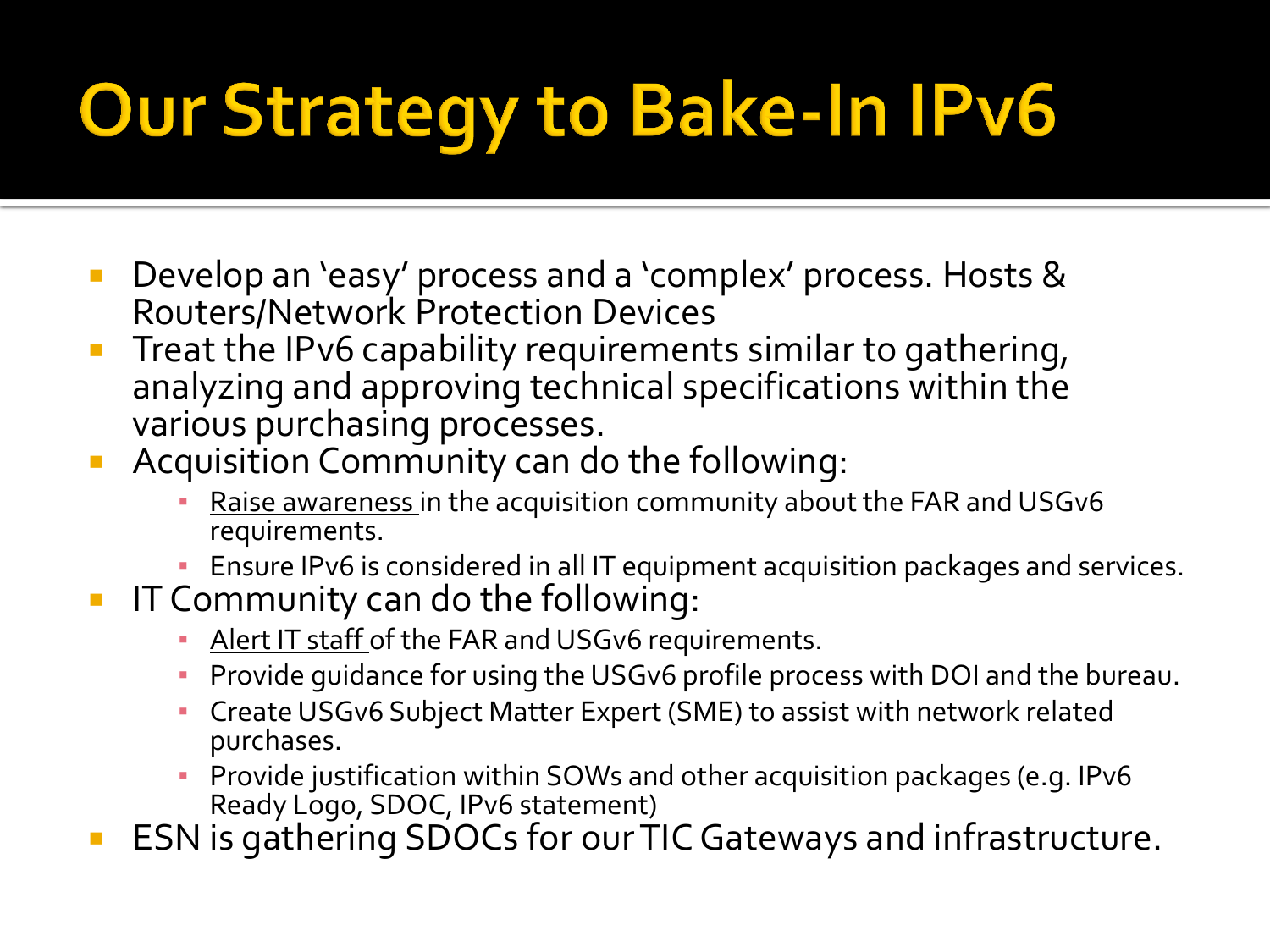# Our Strategy to Bake-In IPv6

- Develop an 'easy' process and a 'complex' process. Hosts & Routers/Network Protection Devices
- Treat the IPv6 capability requirements similar to gathering, analyzing and approving technical specifications within the various purchasing processes.
- Acquisition Community can do the following:
  - Raise awareness in the acquisition community about the FAR and USGv6 requirements.
  - Ensure IPv6 is considered in all IT equipment acquisition packages and services.
- IT Community can do the following:
  - Alert IT staff of the FAR and USGv6 requirements.
  - Provide guidance for using the USGv6 profile process with DOI and the bureau.
  - Create USGv6 Subject Matter Expert (SME) to assist with network related purchases.
  - Provide justification within SOWs and other acquisition packages (e.g. IPv6 Ready Logo, SDOC, IPv6 statement)
- ESN is gathering SDOCs for our TIC Gateways and infrastructure.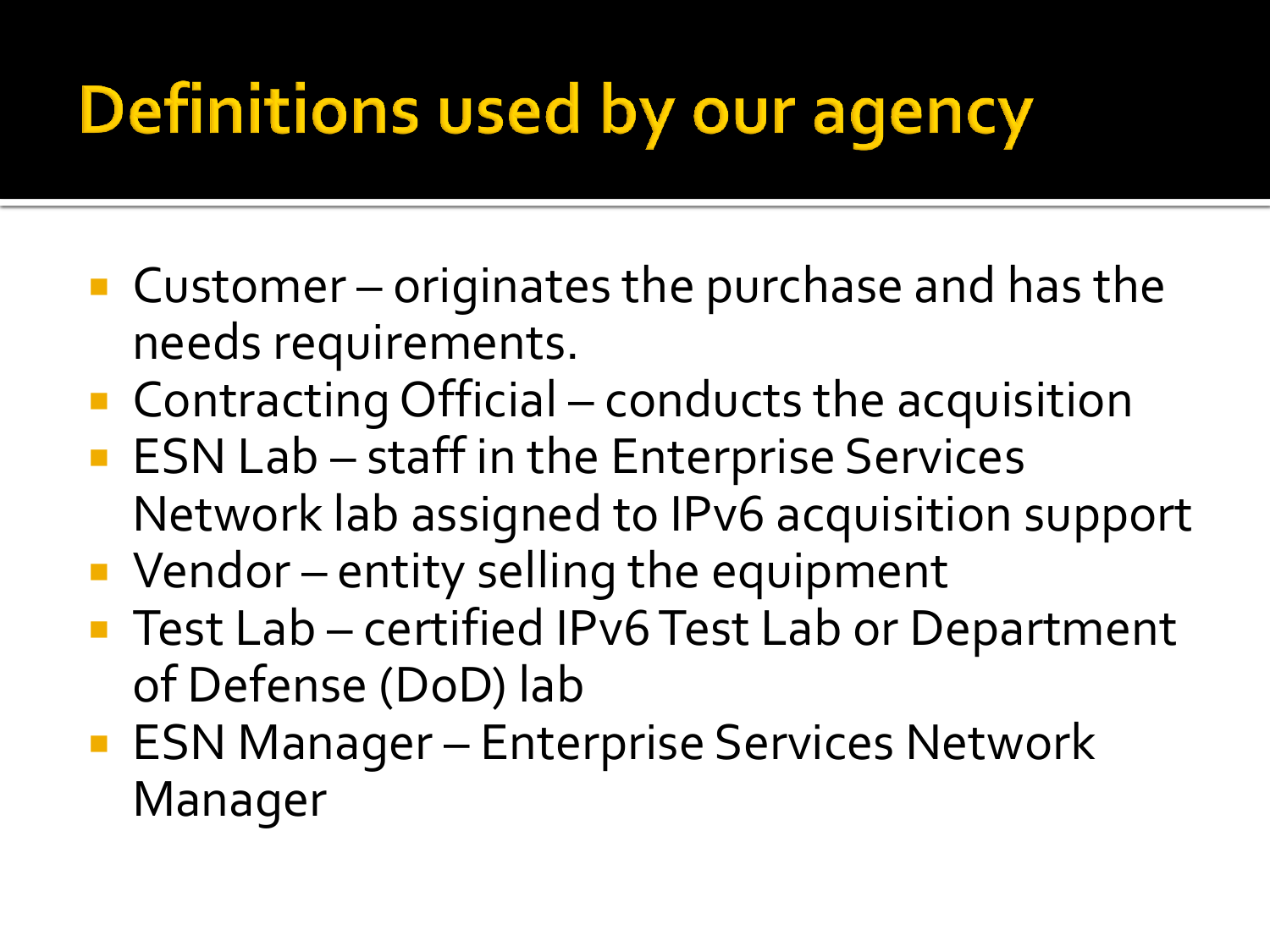# Definitions used by our agency

- Customer – originates the purchase and has the needs requirements.
- Contracting Official – conducts the acquisition
- ESN Lab – staff in the Enterprise Services Network lab assigned to IPv6 acquisition support
- Vendor – entity selling the equipment
- Test Lab – certified IPv6 Test Lab or Department of Defense (DoD) lab
- ESN Manager – Enterprise Services Network Manager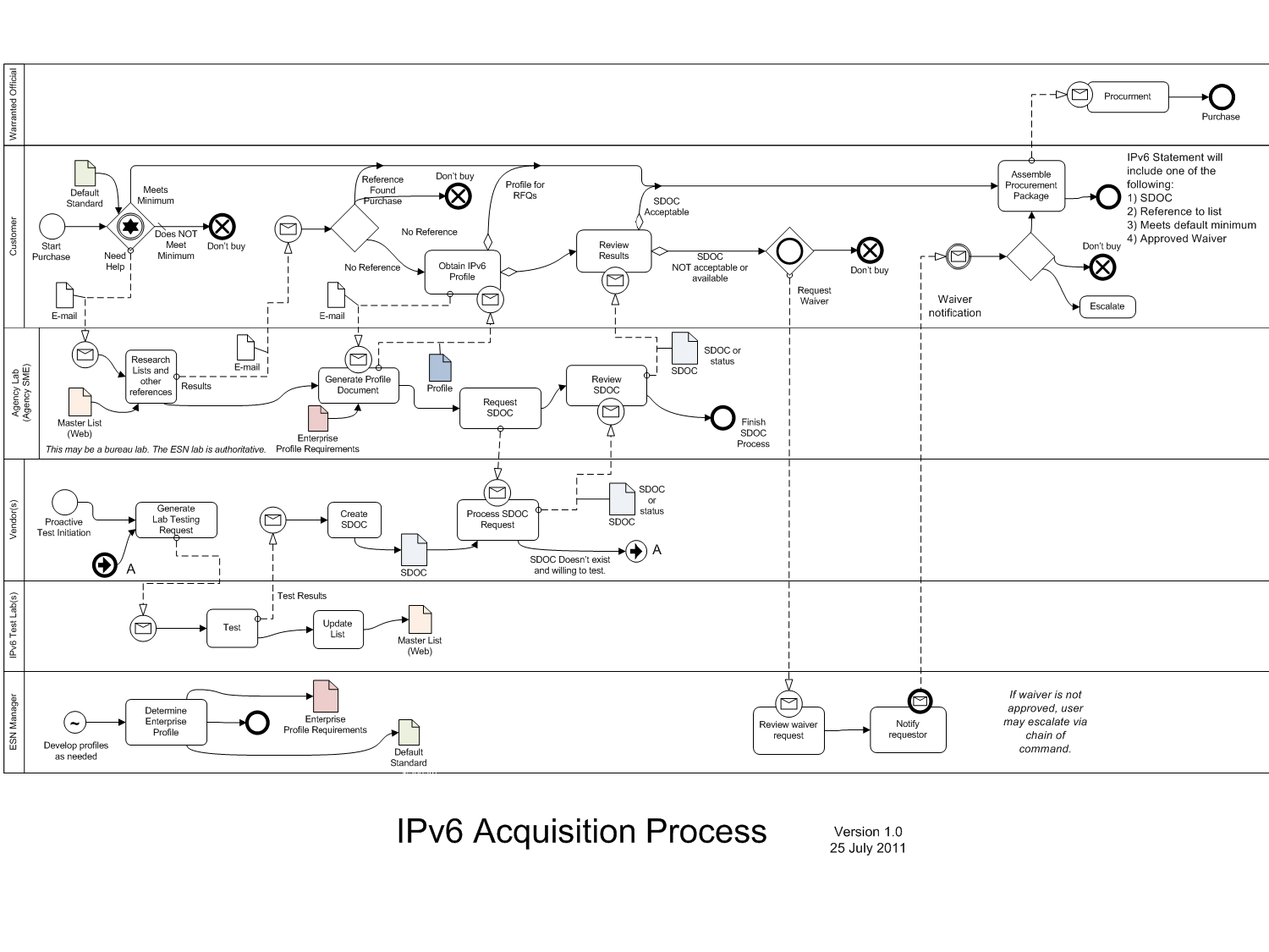# IPv6 Acquisition Process

Version 1.0
25 July 2011

**Warranted Official**

- Procurment
- Purchase

**Customer**

- Start Purchase
- Default Standard
- Meets Minimum
- Does NOT Meet Minimum
- Don't buy
- Need Help
- E-mail
- Reference Found Purchase
- Don't buy
- No Reference
- No Reference
- Profile for RFQs
- Obtain IPv6 Profile
- E-mail
- SDOC Acceptable
- Review Results
- SDOC NOT acceptable or available
- Don't buy
- Request Waiver
- Waiver notification
- Assemble Procurement Package
- Don't buy
- Escalate

IPv6 Statement will include one of the following:
1) SDOC
2) Reference to list
3) Meets default minimum
4) Approved Waiver

**Agency Lab (Agency SME)**

- Research Lists and other references
- Results
- E-mail
- Master List (Web)
- Generate Profile Document
- Profile
- Enterprise Profile Requirements
- Request SDOC
- Review SDOC
- SDOC or status
- SDOC
- Finish SDOC Process

*This may be a bureau lab. The ESN lab is authoritative.*

**Vendor(s)**

- Proactive Test Initiation
- Generate Lab Testing Request
- A
- Create SDOC
- SDOC
- Process SDOC Request
- SDOC or status
- SDOC
- SDOC Doesn't exist and willing to test.
- A

**IPv6 Test Lab(s)**

- Test
- Test Results
- Update List
- Master List (Web)

**ESN Manager**

- Develop profiles as needed
- Determine Enterprise Profile
- Enterprise Profile Requirements
- Default Standard
- Review waiver request
- Notify requestor

*If waiver is not approved, user may escalate via chain of command.*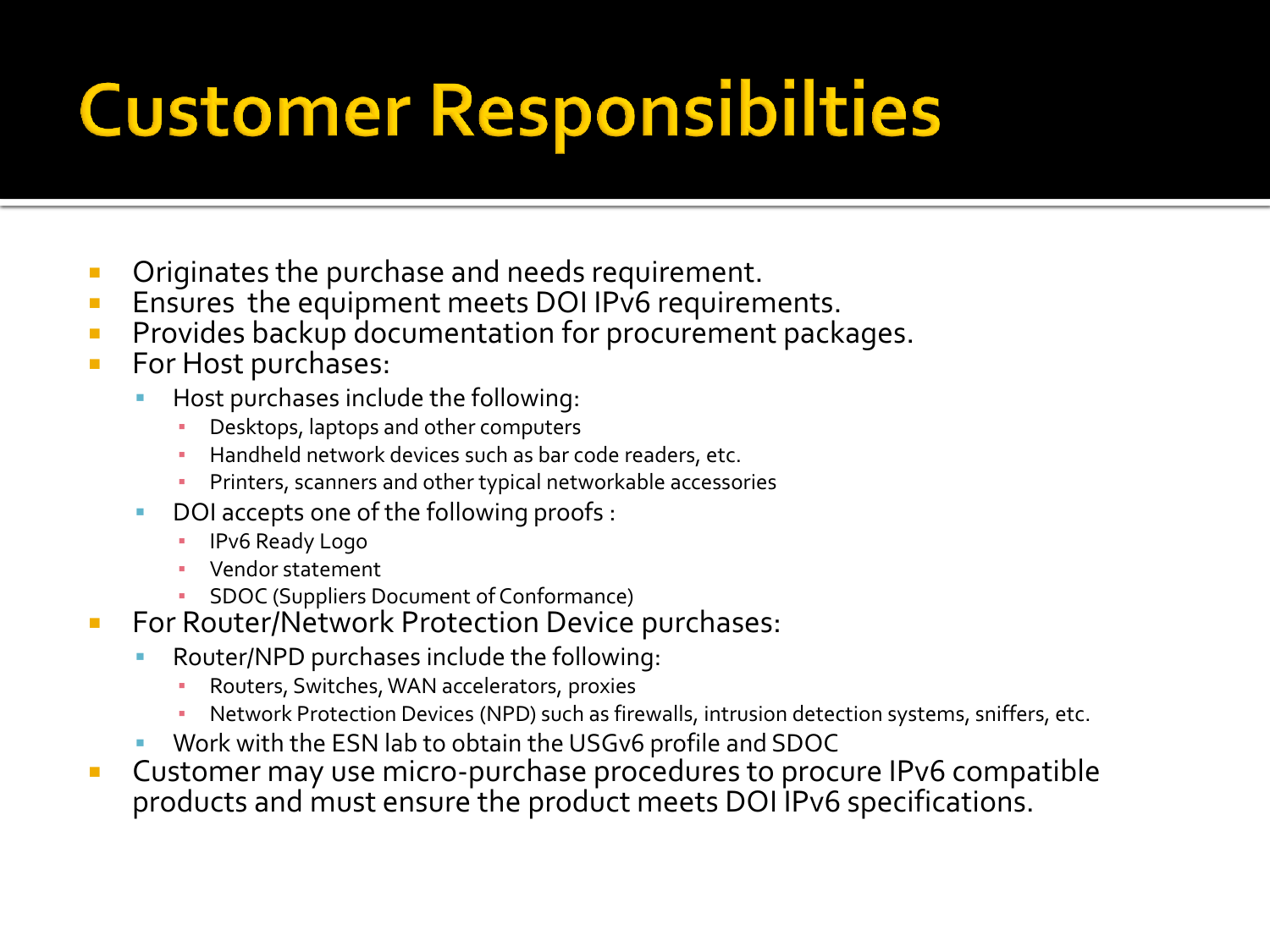# Customer Responsibilties

- Originates the purchase and needs requirement.
- Ensures the equipment meets DOI IPv6 requirements.
- Provides backup documentation for procurement packages.
- For Host purchases:
  - Host purchases include the following:
    - Desktops, laptops and other computers
    - Handheld network devices such as bar code readers, etc.
    - Printers, scanners and other typical networkable accessories
  - DOI accepts one of the following proofs :
    - IPv6 Ready Logo
    - Vendor statement
    - SDOC (Suppliers Document of Conformance)
- For Router/Network Protection Device purchases:
  - Router/NPD purchases include the following:
    - Routers, Switches, WAN accelerators, proxies
    - Network Protection Devices (NPD) such as firewalls, intrusion detection systems, sniffers, etc.
  - Work with the ESN lab to obtain the USGv6 profile and SDOC
- Customer may use micro-purchase procedures to procure IPv6 compatible products and must ensure the product meets DOI IPv6 specifications.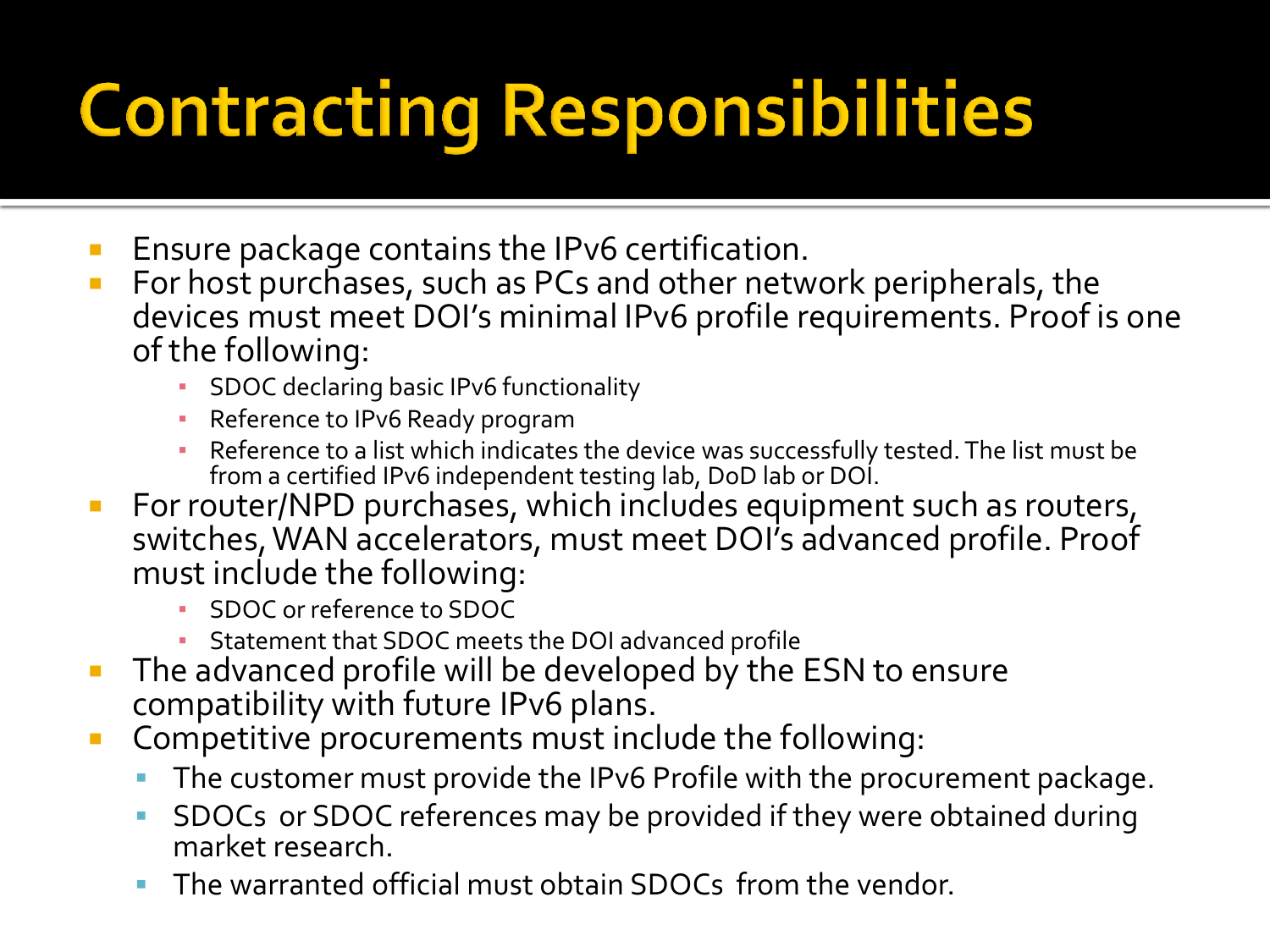# Contracting Responsibilities

- Ensure package contains the IPv6 certification.
- For host purchases, such as PCs and other network peripherals, the devices must meet DOI's minimal IPv6 profile requirements. Proof is one of the following:
  - SDOC declaring basic IPv6 functionality
  - Reference to IPv6 Ready program
  - Reference to a list which indicates the device was successfully tested. The list must be from a certified IPv6 independent testing lab, DoD lab or DOI.
- For router/NPD purchases, which includes equipment such as routers, switches, WAN accelerators, must meet DOI's advanced profile. Proof must include the following:
  - SDOC or reference to SDOC
  - Statement that SDOC meets the DOI advanced profile
- The advanced profile will be developed by the ESN to ensure compatibility with future IPv6 plans.
- Competitive procurements must include the following:
  - The customer must provide the IPv6 Profile with the procurement package.
  - SDOCs or SDOC references may be provided if they were obtained during market research.
  - The warranted official must obtain SDOCs from the vendor.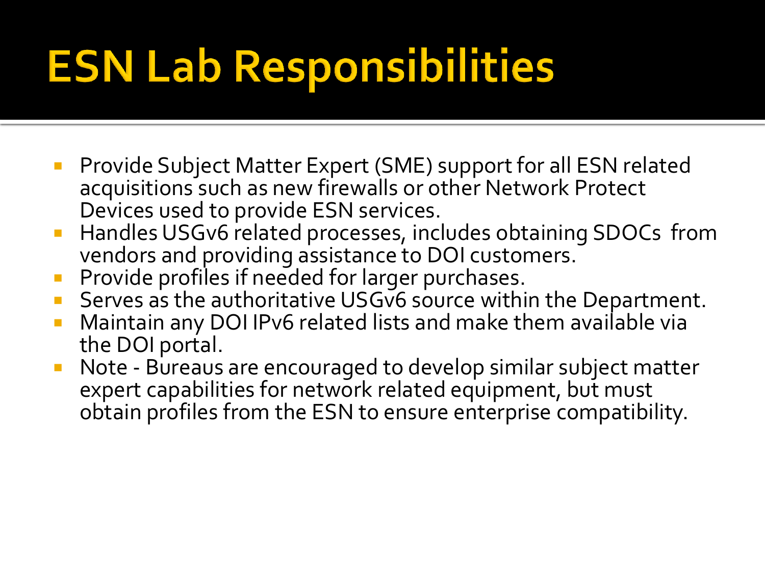# ESN Lab Responsibilities

- Provide Subject Matter Expert (SME) support for all ESN related acquisitions such as new firewalls or other Network Protect Devices used to provide ESN services.
- Handles USGv6 related processes, includes obtaining SDOCs from vendors and providing assistance to DOI customers.
- Provide profiles if needed for larger purchases.
- Serves as the authoritative USGv6 source within the Department.
- Maintain any DOI IPv6 related lists and make them available via the DOI portal.
- Note - Bureaus are encouraged to develop similar subject matter expert capabilities for network related equipment, but must obtain profiles from the ESN to ensure enterprise compatibility.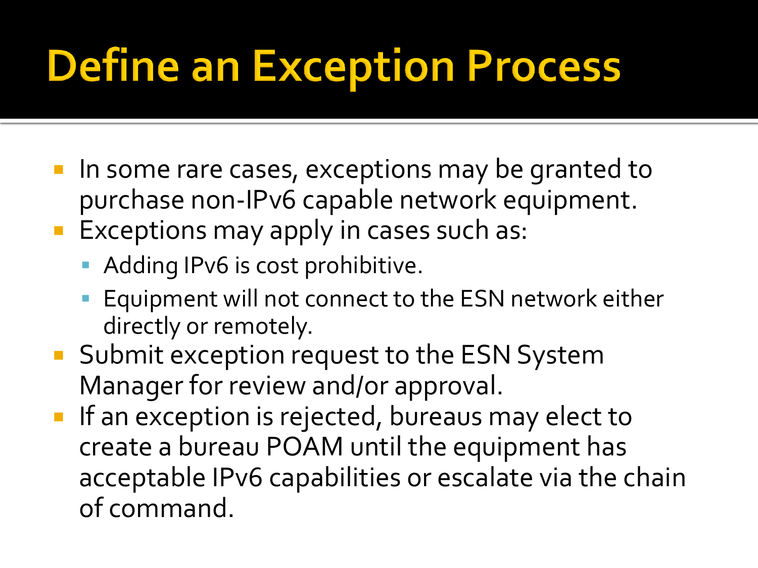# Define an Exception Process

- In some rare cases, exceptions may be granted to purchase non-IPv6 capable network equipment.
- Exceptions may apply in cases such as:
  - Adding IPv6 is cost prohibitive.
  - Equipment will not connect to the ESN network either directly or remotely.
- Submit exception request to the ESN System Manager for review and/or approval.
- If an exception is rejected, bureaus may elect to create a bureau POAM until the equipment has acceptable IPv6 capabilities or escalate via the chain of command.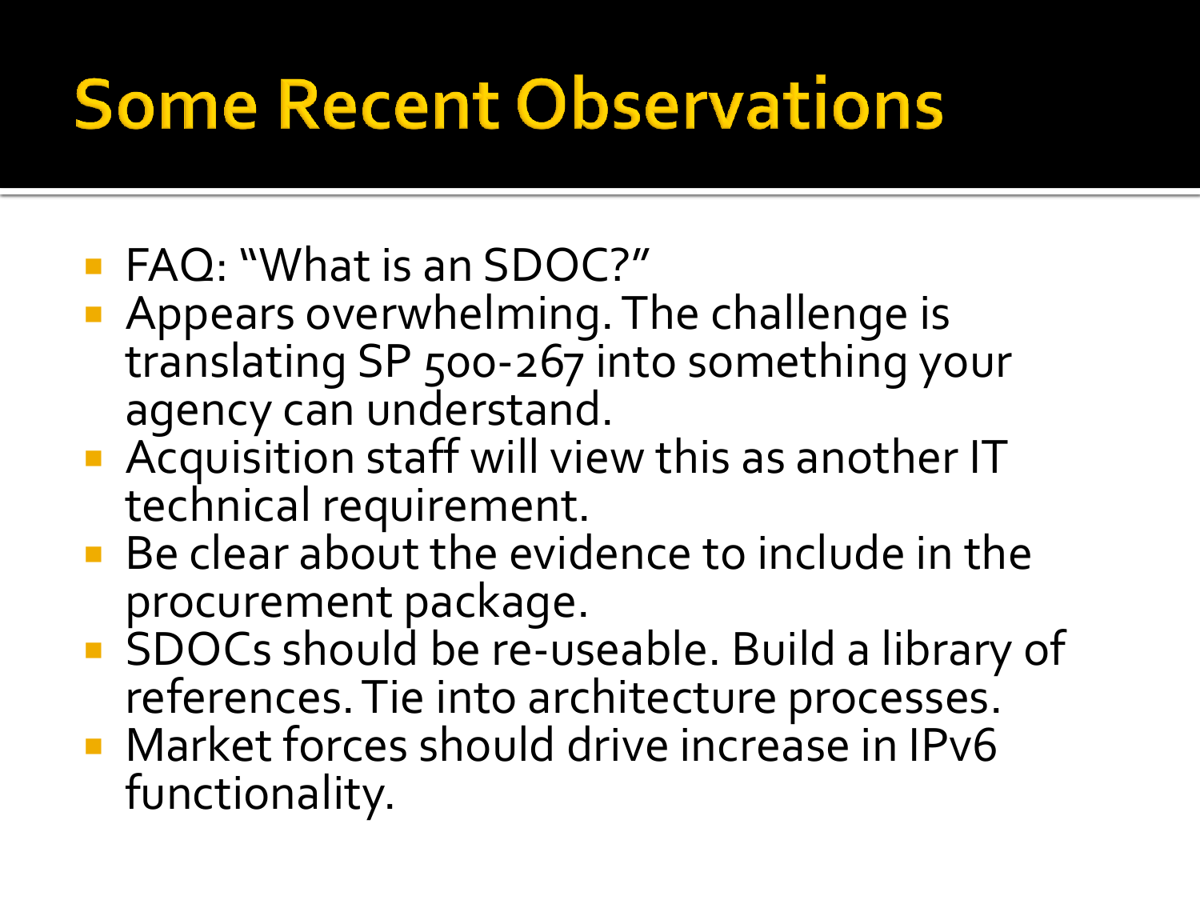# Some Recent Observations

- FAQ: "What is an SDOC?"
- Appears overwhelming. The challenge is translating SP 500-267 into something your agency can understand.
- Acquisition staff will view this as another IT technical requirement.
- Be clear about the evidence to include in the procurement package.
- SDOCs should be re-useable. Build a library of references. Tie into architecture processes.
- Market forces should drive increase in IPv6 functionality.